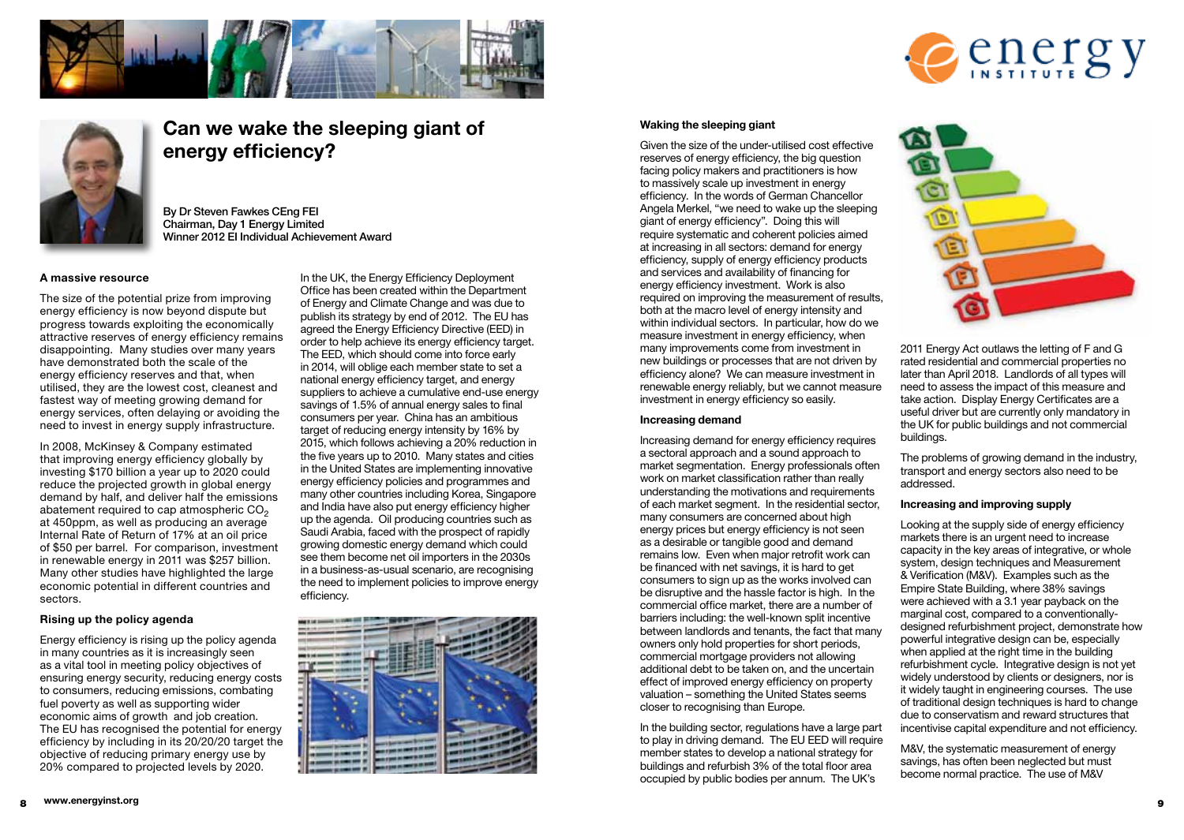# Can we wake the sleeping giant of energy efficiency?

**By Dr Steven Fawkes CEng FEI**
**Chairman, Day 1 Energy Limited**
**Winner 2012 EI Individual Achievement Award**

### A massive resource

The size of the potential prize from improving energy efficiency is now beyond dispute but progress towards exploiting the economically attractive reserves of energy efficiency remains disappointing. Many studies over many years have demonstrated both the scale of the energy efficiency reserves and that, when utilised, they are the lowest cost, cleanest and fastest way of meeting growing demand for energy services, often delaying or avoiding the need to invest in energy supply infrastructure.

In 2008, McKinsey & Company estimated that improving energy efficiency globally by investing $170 billion a year up to 2020 could reduce the projected growth in global energy demand by half, and deliver half the emissions abatement required to cap atmospheric $CO_2$ at 450ppm, as well as producing an average Internal Rate of Return of 17% at an oil price of $50 per barrel. For comparison, investment in renewable energy in 2011 was $257 billion. Many other studies have highlighted the large economic potential in different countries and sectors.

### Rising up the policy agenda

Energy efficiency is rising up the policy agenda in many countries as it is increasingly seen as a vital tool in meeting policy objectives of ensuring energy security, reducing energy costs to consumers, reducing emissions, combating fuel poverty as well as supporting wider economic aims of growth and job creation. The EU has recognised the potential for energy efficiency by including in its 20/20/20 target the objective of reducing primary energy use by 20% compared to projected levels by 2020.

In the UK, the Energy Efficiency Deployment Office has been created within the Department of Energy and Climate Change and was due to publish its strategy by end of 2012. The EU has agreed the Energy Efficiency Directive (EED) in order to help achieve its energy efficiency target. The EED, which should come into force early in 2014, will oblige each member state to set a national energy efficiency target, and energy suppliers to achieve a cumulative end-use energy savings of 1.5% of annual energy sales to final consumers per year. China has an ambitious target of reducing energy intensity by 16% by 2015, which follows achieving a 20% reduction in the five years up to 2010. Many states and cities in the United States are implementing innovative energy efficiency policies and programmes and many other countries including Korea, Singapore and India have also put energy efficiency higher up the agenda. Oil producing countries such as Saudi Arabia, faced with the prospect of rapidly growing domestic energy demand which could see them become net oil importers in the 2030s in a business-as-usual scenario, are recognising the need to implement policies to improve energy efficiency.

### Waking the sleeping giant

Given the size of the under-utilised cost effective reserves of energy efficiency, the big question facing policy makers and practitioners is how to massively scale up investment in energy efficiency. In the words of German Chancellor Angela Merkel, "we need to wake up the sleeping giant of energy efficiency". Doing this will require systematic and coherent policies aimed at increasing in all sectors: demand for energy efficiency, supply of energy efficiency products and services and availability of financing for energy efficiency investment. Work is also required on improving the measurement of results, both at the macro level of energy intensity and within individual sectors. In particular, how do we measure investment in energy efficiency, when many improvements come from investment in new buildings or processes that are not driven by efficiency alone? We can measure investment in renewable energy reliably, but we cannot measure investment in energy efficiency so easily.

### Increasing demand

Increasing demand for energy efficiency requires a sectoral approach and a sound approach to market segmentation. Energy professionals often work on market classification rather than really understanding the motivations and requirements of each market segment. In the residential sector, many consumers are concerned about high energy prices but energy efficiency is not seen as a desirable or tangible good and demand remains low. Even when major retrofit work can be financed with net savings, it is hard to get consumers to sign up as the works involved can be disruptive and the hassle factor is high. In the commercial office market, there are a number of barriers including: the well-known split incentive between landlords and tenants, the fact that many owners only hold properties for short periods, commercial mortgage providers not allowing additional debt to be taken on, and the uncertain effect of improved energy efficiency on property valuation – something the United States seems closer to recognising than Europe.

In the building sector, regulations have a large part to play in driving demand. The EU EED will require member states to develop a national strategy for buildings and refurbish 3% of the total floor area occupied by public bodies per annum. The UK's 2011 Energy Act outlaws the letting of F and G rated residential and commercial properties no later than April 2018. Landlords of all types will need to assess the impact of this measure and take action. Display Energy Certificates are a useful driver but are currently only mandatory in the UK for public buildings and not commercial buildings.

The problems of growing demand in the industry, transport and energy sectors also need to be addressed.

### Increasing and improving supply

Looking at the supply side of energy efficiency markets there is an urgent need to increase capacity in the key areas of integrative, or whole system, design techniques and Measurement & Verification (M&V). Examples such as the Empire State Building, where 38% savings were achieved with a 3.1 year payback on the marginal cost, compared to a conventionally-designed refurbishment project, demonstrate how powerful integrative design can be, especially when applied at the right time in the building refurbishment cycle. Integrative design is not yet widely understood by clients or designers, nor is it widely taught in engineering courses. The use of traditional design techniques is hard to change due to conservatism and reward structures that incentivise capital expenditure and not efficiency.

M&V, the systematic measurement of energy savings, has often been neglected but must become normal practice. The use of M&V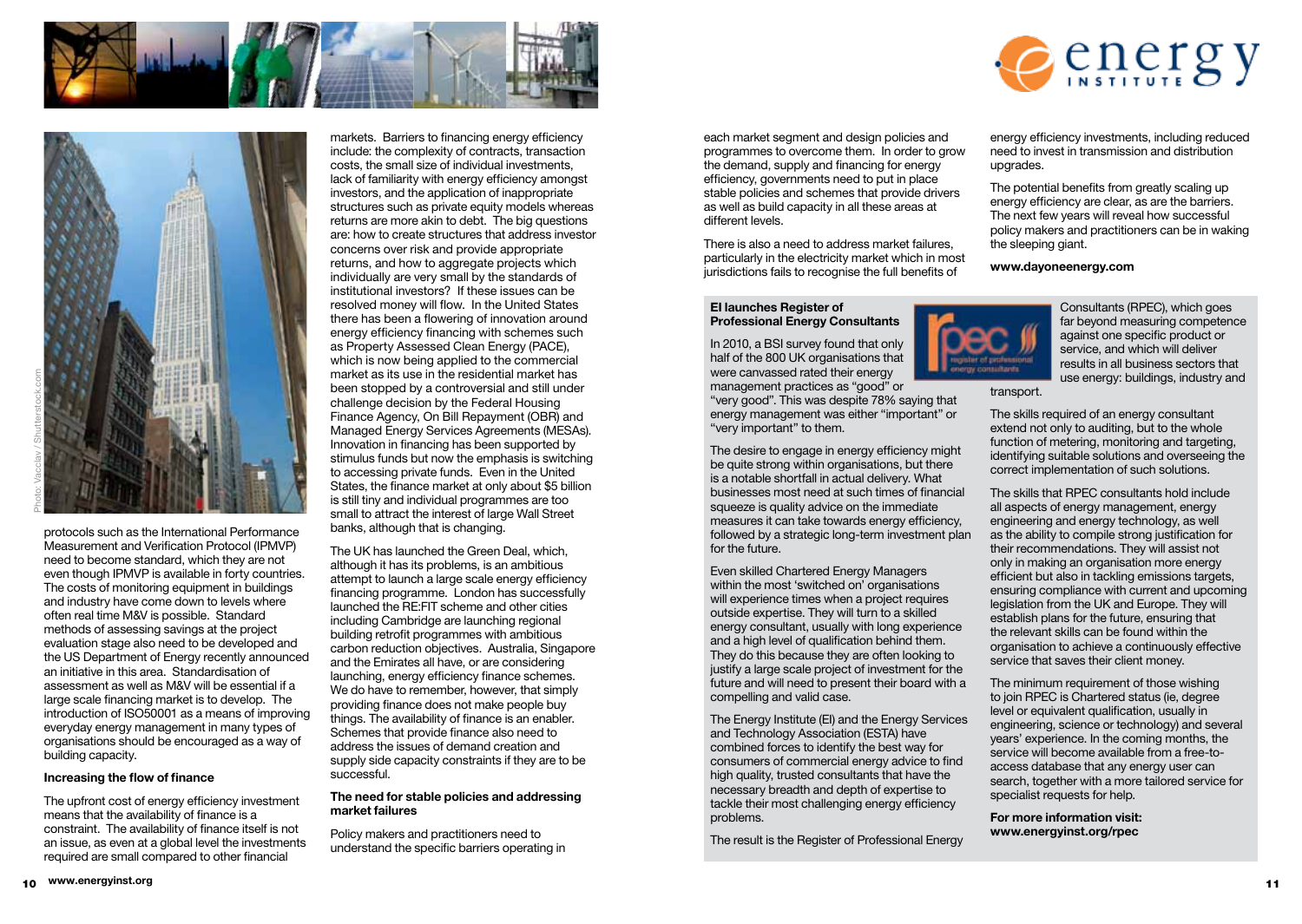protocols such as the International Performance Measurement and Verification Protocol (IPMVP) need to become standard, which they are not even though IPMVP is available in forty countries. The costs of monitoring equipment in buildings and industry have come down to levels where often real time M&V is possible. Standard methods of assessing savings at the project evaluation stage also need to be developed and the US Department of Energy recently announced an initiative in this area. Standardisation of assessment as well as M&V will be essential if a large scale financing market is to develop. The introduction of ISO50001 as a means of improving everyday energy management in many types of organisations should be encouraged as a way of building capacity.

### Increasing the flow of finance

The upfront cost of energy efficiency investment means that the availability of finance is a constraint. The availability of finance itself is not an issue, as even at a global level the investments required are small compared to other financial markets. Barriers to financing energy efficiency include: the complexity of contracts, transaction costs, the small size of individual investments, lack of familiarity with energy efficiency amongst investors, and the application of inappropriate structures such as private equity models whereas returns are more akin to debt. The big questions are: how to create structures that address investor concerns over risk and provide appropriate returns, and how to aggregate projects which individually are very small by the standards of institutional investors? If these issues can be resolved money will flow. In the United States there has been a flowering of innovation around energy efficiency financing with schemes such as Property Assessed Clean Energy (PACE), which is now being applied to the commercial market as its use in the residential market has been stopped by a controversial and still under challenge decision by the Federal Housing Finance Agency, On Bill Repayment (OBR) and Managed Energy Services Agreements (MESAs). Innovation in financing has been supported by stimulus funds but now the emphasis is switching to accessing private funds. Even in the United States, the finance market at only about $5 billion is still tiny and individual programmes are too small to attract the interest of large Wall Street banks, although that is changing.

The UK has launched the Green Deal, which, although it has its problems, is an ambitious attempt to launch a large scale energy efficiency financing programme. London has successfully launched the RE:FIT scheme and other cities including Cambridge are launching regional building retrofit programmes with ambitious carbon reduction objectives. Australia, Singapore and the Emirates all have, or are considering launching, energy efficiency finance schemes. We do have to remember, however, that simply providing finance does not make people buy things. The availability of finance is an enabler. Schemes that provide finance also need to address the issues of demand creation and supply side capacity constraints if they are to be successful.

### The need for stable policies and addressing market failures

Policy makers and practitioners need to understand the specific barriers operating in each market segment and design policies and programmes to overcome them. In order to grow the demand, supply and financing for energy efficiency, governments need to put in place stable policies and schemes that provide drivers as well as build capacity in all these areas at different levels.

There is also a need to address market failures, particularly in the electricity market which in most jurisdictions fails to recognise the full benefits of energy efficiency investments, including reduced need to invest in transmission and distribution upgrades.

The potential benefits from greatly scaling up energy efficiency are clear, as are the barriers. The next few years will reveal how successful policy makers and practitioners can be in waking the sleeping giant.

**www.dayoneenergy.com**

### EI launches Register of Professional Energy Consultants

In 2010, a BSI survey found that only half of the 800 UK organisations that were canvassed rated their energy management practices as "good" or "very good". This was despite 78% saying that energy management was either "important" or "very important" to them.

The desire to engage in energy efficiency might be quite strong within organisations, but there is a notable shortfall in actual delivery. What businesses most need at such times of financial squeeze is quality advice on the immediate measures it can take towards energy efficiency, followed by a strategic long-term investment plan for the future.

Even skilled Chartered Energy Managers within the most 'switched on' organisations will experience times when a project requires outside expertise. They will turn to a skilled energy consultant, usually with long experience and a high level of qualification behind them. They do this because they are often looking to justify a large scale project of investment for the future and will need to present their board with a compelling and valid case.

The Energy Institute (EI) and the Energy Services and Technology Association (ESTA) have combined forces to identify the best way for consumers of commercial energy advice to find high quality, trusted consultants that have the necessary breadth and depth of expertise to tackle their most challenging energy efficiency problems.

The result is the Register of Professional Energy Consultants (RPEC), which goes far beyond measuring competence against one specific product or service, and which will deliver results in all business sectors that use energy: buildings, industry and transport.

The skills required of an energy consultant extend not only to auditing, but to the whole function of metering, monitoring and targeting, identifying suitable solutions and overseeing the correct implementation of such solutions.

The skills that RPEC consultants hold include all aspects of energy management, energy engineering and energy technology, as well as the ability to compile strong justification for their recommendations. They will assist not only in making an organisation more energy efficient but also in tackling emissions targets, ensuring compliance with current and upcoming legislation from the UK and Europe. They will establish plans for the future, ensuring that the relevant skills can be found within the organisation to achieve a continuously effective service that saves their client money.

The minimum requirement of those wishing to join RPEC is Chartered status (ie, degree level or equivalent qualification, usually in engineering, science or technology) and several years' experience. In the coming months, the service will become available from a free-to-access database that any energy user can search, together with a more tailored service for specialist requests for help.

**For more information visit: www.energyinst.org/rpec**